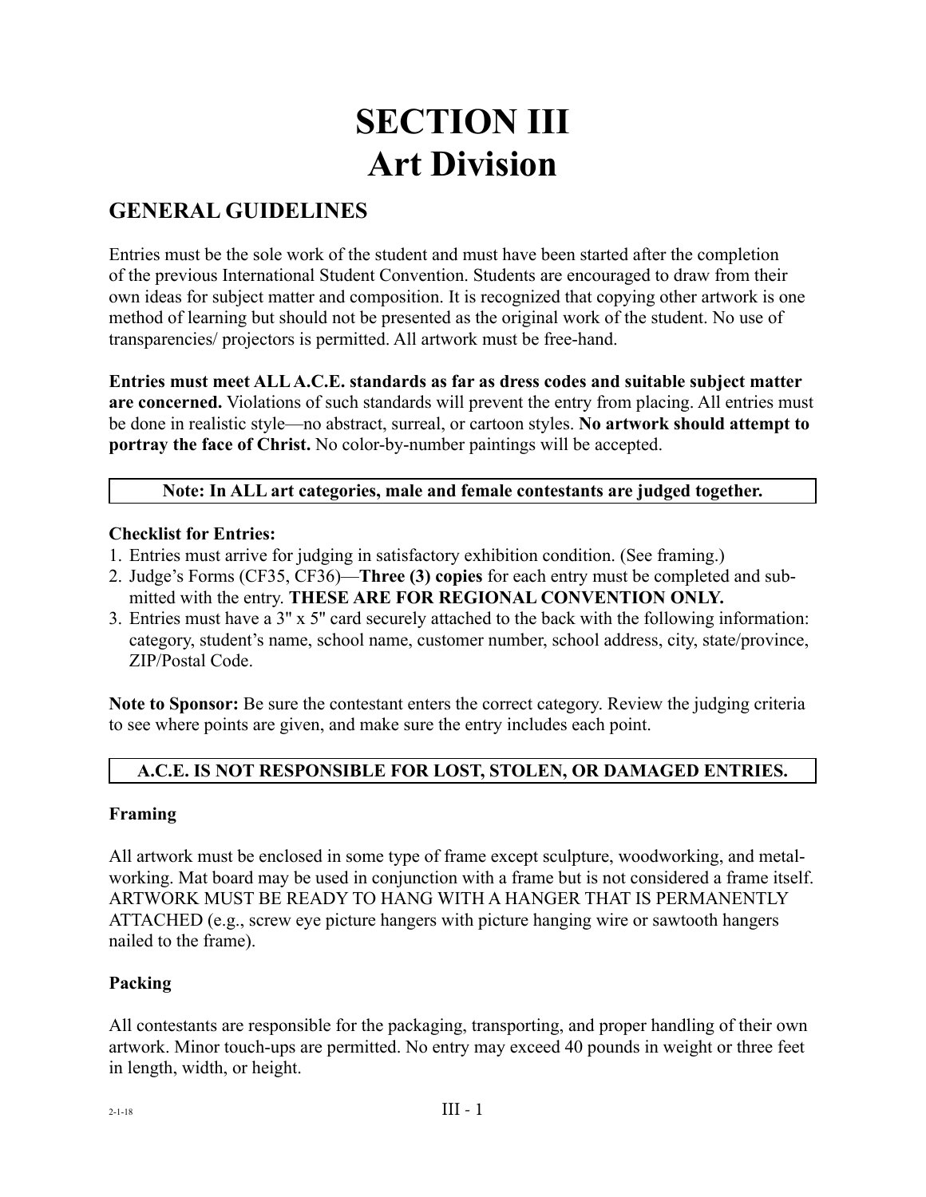# SECTION III
# Art Division

## GENERAL GUIDELINES

Entries must be the sole work of the student and must have been started after the completion of the previous International Student Convention. Students are encouraged to draw from their own ideas for subject matter and composition. It is recognized that copying other artwork is one method of learning but should not be presented as the original work of the student. No use of transparencies/ projectors is permitted. All artwork must be free-hand.

**Entries must meet ALL A.C.E. standards as far as dress codes and suitable subject matter are concerned.** Violations of such standards will prevent the entry from placing. All entries must be done in realistic style—no abstract, surreal, or cartoon styles. **No artwork should attempt to portray the face of Christ.** No color-by-number paintings will be accepted.

**Note: In ALL art categories, male and female contestants are judged together.**

**Checklist for Entries:**

1. Entries must arrive for judging in satisfactory exhibition condition. (See framing.)
2. Judge's Forms (CF35, CF36)—**Three (3) copies** for each entry must be completed and submitted with the entry. **THESE ARE FOR REGIONAL CONVENTION ONLY.**
3. Entries must have a 3" x 5" card securely attached to the back with the following information: category, student's name, school name, customer number, school address, city, state/province, ZIP/Postal Code.

**Note to Sponsor:** Be sure the contestant enters the correct category. Review the judging criteria to see where points are given, and make sure the entry includes each point.

**A.C.E. IS NOT RESPONSIBLE FOR LOST, STOLEN, OR DAMAGED ENTRIES.**

### Framing

All artwork must be enclosed in some type of frame except sculpture, woodworking, and metalworking. Mat board may be used in conjunction with a frame but is not considered a frame itself. ARTWORK MUST BE READY TO HANG WITH A HANGER THAT IS PERMANENTLY ATTACHED (e.g., screw eye picture hangers with picture hanging wire or sawtooth hangers nailed to the frame).

### Packing

All contestants are responsible for the packaging, transporting, and proper handling of their own artwork. Minor touch-ups are permitted. No entry may exceed 40 pounds in weight or three feet in length, width, or height.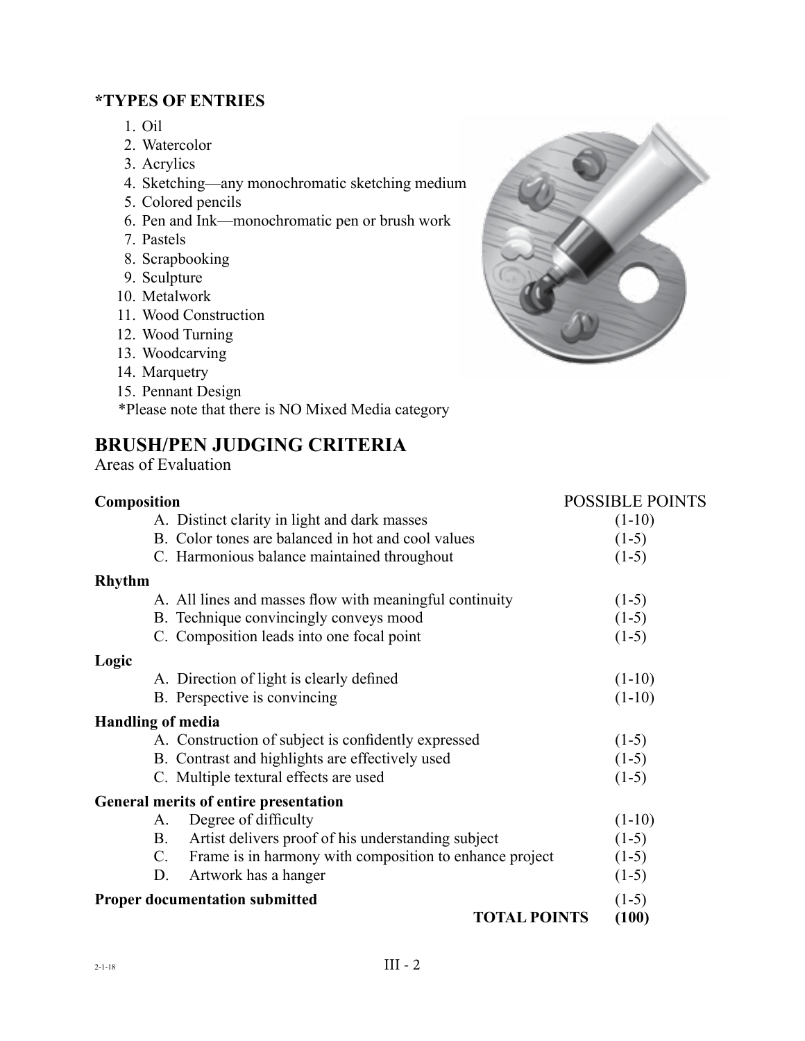### *TYPES OF ENTRIES

1. Oil
2. Watercolor
3. Acrylics
4. Sketching—any monochromatic sketching medium
5. Colored pencils
6. Pen and Ink—monochromatic pen or brush work
7. Pastels
8. Scrapbooking
9. Sculpture
10. Metalwork
11. Wood Construction
12. Wood Turning
13. Woodcarving
14. Marquetry
15. Pennant Design

*Please note that there is NO Mixed Media category

## BRUSH/PEN JUDGING CRITERIA

Areas of Evaluation

| | POSSIBLE POINTS |
|---|---|
| **Composition** | |
| A. Distinct clarity in light and dark masses | (1-10) |
| B. Color tones are balanced in hot and cool values | (1-5) |
| C. Harmonious balance maintained throughout | (1-5) |
| **Rhythm** | |
| A. All lines and masses flow with meaningful continuity | (1-5) |
| B. Technique convincingly conveys mood | (1-5) |
| C. Composition leads into one focal point | (1-5) |
| **Logic** | |
| A. Direction of light is clearly defined | (1-10) |
| B. Perspective is convincing | (1-10) |
| **Handling of media** | |
| A. Construction of subject is confidently expressed | (1-5) |
| B. Contrast and highlights are effectively used | (1-5) |
| C. Multiple textural effects are used | (1-5) |
| **General merits of entire presentation** | |
| A. Degree of difficulty | (1-10) |
| B. Artist delivers proof of his understanding subject | (1-5) |
| C. Frame is in harmony with composition to enhance project | (1-5) |
| D. Artwork has a hanger | (1-5) |
| **Proper documentation submitted** | (1-5) |
| **TOTAL POINTS** | **(100)** |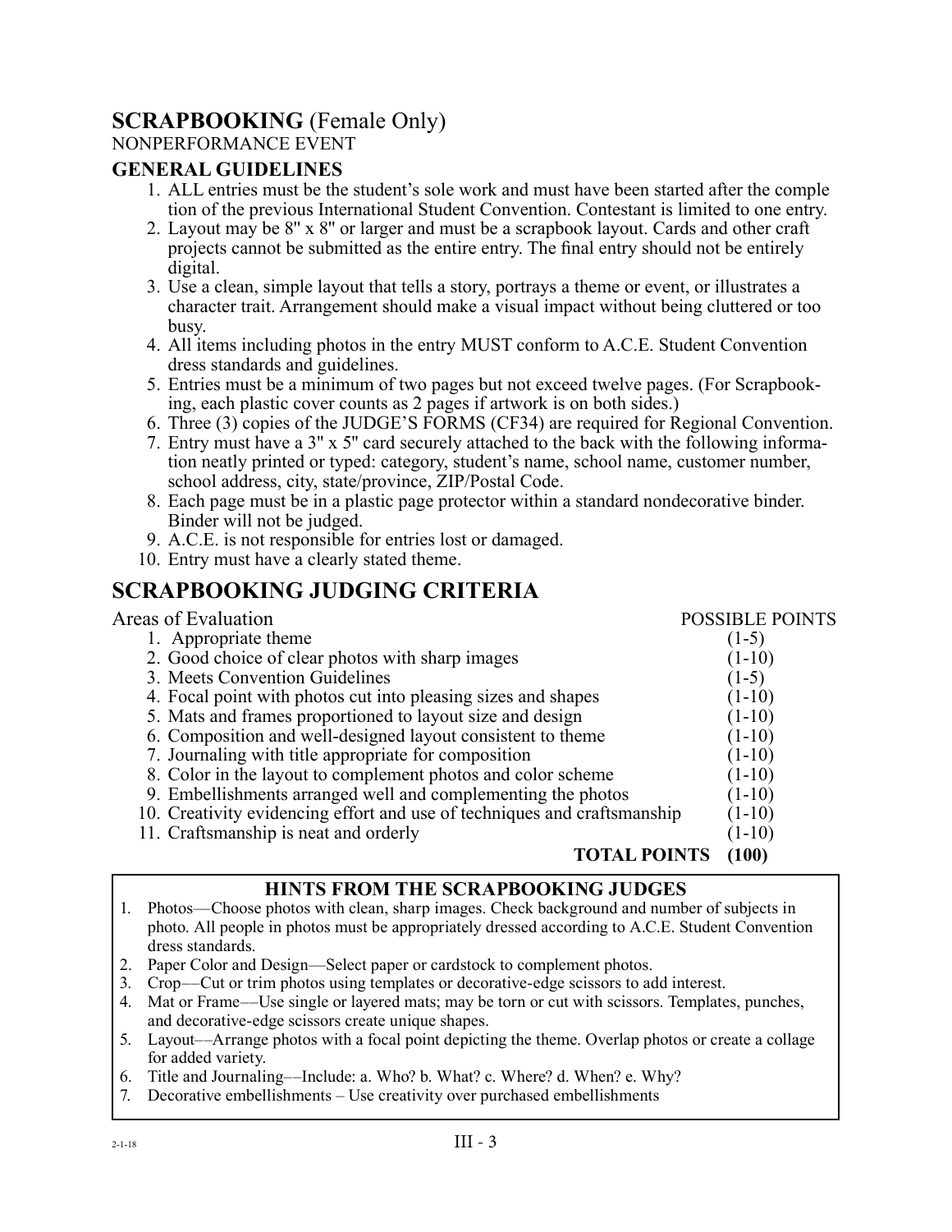## SCRAPBOOKING (Female Only)

NONPERFORMANCE EVENT

### GENERAL GUIDELINES

1. ALL entries must be the student's sole work and must have been started after the completion of the previous International Student Convention. Contestant is limited to one entry.
2. Layout may be 8" x 8" or larger and must be a scrapbook layout. Cards and other craft projects cannot be submitted as the entire entry. The final entry should not be entirely digital.
3. Use a clean, simple layout that tells a story, portrays a theme or event, or illustrates a character trait. Arrangement should make a visual impact without being cluttered or too busy.
4. All items including photos in the entry MUST conform to A.C.E. Student Convention dress standards and guidelines.
5. Entries must be a minimum of two pages but not exceed twelve pages. (For Scrapbooking, each plastic cover counts as 2 pages if artwork is on both sides.)
6. Three (3) copies of the JUDGE'S FORMS (CF34) are required for Regional Convention.
7. Entry must have a 3" x 5" card securely attached to the back with the following information neatly printed or typed: category, student's name, school name, customer number, school address, city, state/province, ZIP/Postal Code.
8. Each page must be in a plastic page protector within a standard nondecorative binder. Binder will not be judged.
9. A.C.E. is not responsible for entries lost or damaged.
10. Entry must have a clearly stated theme.

## SCRAPBOOKING JUDGING CRITERIA

| Areas of Evaluation | POSSIBLE POINTS |
|---|---|
| 1. Appropriate theme | (1-5) |
| 2. Good choice of clear photos with sharp images | (1-10) |
| 3. Meets Convention Guidelines | (1-5) |
| 4. Focal point with photos cut into pleasing sizes and shapes | (1-10) |
| 5. Mats and frames proportioned to layout size and design | (1-10) |
| 6. Composition and well-designed layout consistent to theme | (1-10) |
| 7. Journaling with title appropriate for composition | (1-10) |
| 8. Color in the layout to complement photos and color scheme | (1-10) |
| 9. Embellishments arranged well and complementing the photos | (1-10) |
| 10. Creativity evidencing effort and use of techniques and craftsmanship | (1-10) |
| 11. Craftsmanship is neat and orderly | (1-10) |
| **TOTAL POINTS** | **(100)** |

### HINTS FROM THE SCRAPBOOKING JUDGES

1. Photos—Choose photos with clean, sharp images. Check background and number of subjects in photo. All people in photos must be appropriately dressed according to A.C.E. Student Convention dress standards.
2. Paper Color and Design—Select paper or cardstock to complement photos.
3. Crop––Cut or trim photos using templates or decorative-edge scissors to add interest.
4. Mat or Frame––Use single or layered mats; may be torn or cut with scissors. Templates, punches, and decorative-edge scissors create unique shapes.
5. Layout––Arrange photos with a focal point depicting the theme. Overlap photos or create a collage for added variety.
6. Title and Journaling––Include: a. Who? b. What? c. Where? d. When? e. Why?
7. Decorative embellishments – Use creativity over purchased embellishments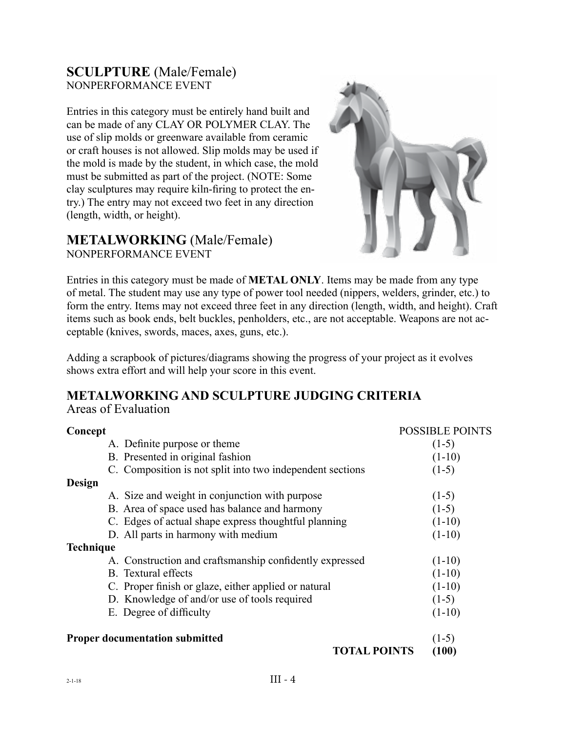## **SCULPTURE** (Male/Female)

NONPERFORMANCE EVENT

Entries in this category must be entirely hand built and can be made of any CLAY OR POLYMER CLAY. The use of slip molds or greenware available from ceramic or craft houses is not allowed. Slip molds may be used if the mold is made by the student, in which case, the mold must be submitted as part of the project. (NOTE: Some clay sculptures may require kiln-firing to protect the entry.) The entry may not exceed two feet in any direction (length, width, or height).

## **METALWORKING** (Male/Female)

NONPERFORMANCE EVENT

Entries in this category must be made of **METAL ONLY**. Items may be made from any type of metal. The student may use any type of power tool needed (nippers, welders, grinder, etc.) to form the entry. Items may not exceed three feet in any direction (length, width, and height). Craft items such as book ends, belt buckles, penholders, etc., are not acceptable. Weapons are not acceptable (knives, swords, maces, axes, guns, etc.).

Adding a scrapbook of pictures/diagrams showing the progress of your project as it evolves shows extra effort and will help your score in this event.

## **METALWORKING AND SCULPTURE JUDGING CRITERIA**

Areas of Evaluation

| | POSSIBLE POINTS |
|---|---|
| **Concept** | |
| A. Definite purpose or theme | (1-5) |
| B. Presented in original fashion | (1-10) |
| C. Composition is not split into two independent sections | (1-5) |
| **Design** | |
| A. Size and weight in conjunction with purpose | (1-5) |
| B. Area of space used has balance and harmony | (1-5) |
| C. Edges of actual shape express thoughtful planning | (1-10) |
| D. All parts in harmony with medium | (1-10) |
| **Technique** | |
| A. Construction and craftsmanship confidently expressed | (1-10) |
| B. Textural effects | (1-10) |
| C. Proper finish or glaze, either applied or natural | (1-10) |
| D. Knowledge of and/or use of tools required | (1-5) |
| E. Degree of difficulty | (1-10) |
| **Proper documentation submitted** | (1-5) |
| **TOTAL POINTS** | **(100)** |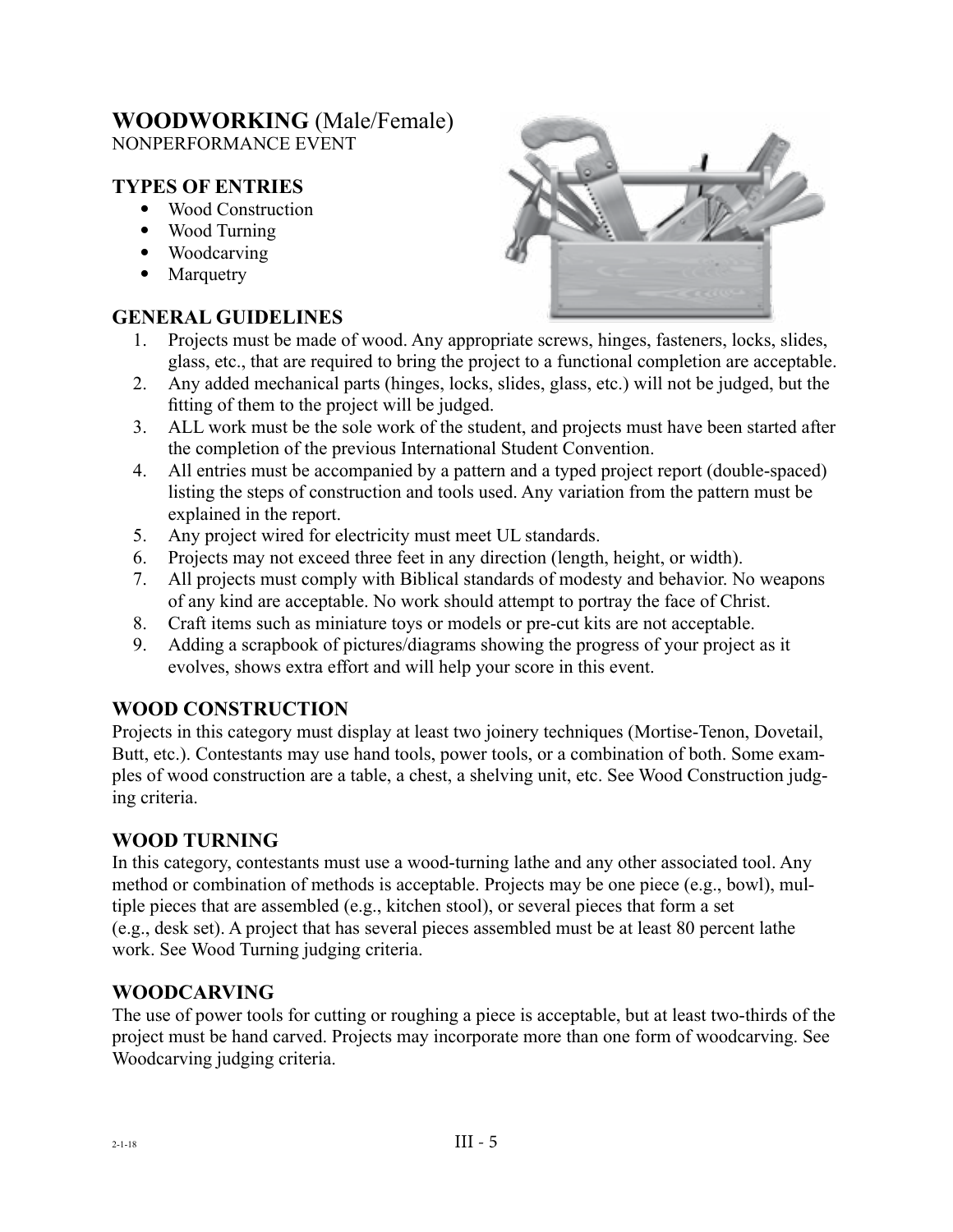# WOODWORKING (Male/Female)

NONPERFORMANCE EVENT

## TYPES OF ENTRIES

- Wood Construction
- Wood Turning
- Woodcarving
- Marquetry

## GENERAL GUIDELINES

1. Projects must be made of wood. Any appropriate screws, hinges, fasteners, locks, slides, glass, etc., that are required to bring the project to a functional completion are acceptable.
2. Any added mechanical parts (hinges, locks, slides, glass, etc.) will not be judged, but the fitting of them to the project will be judged.
3. ALL work must be the sole work of the student, and projects must have been started after the completion of the previous International Student Convention.
4. All entries must be accompanied by a pattern and a typed project report (double-spaced) listing the steps of construction and tools used. Any variation from the pattern must be explained in the report.
5. Any project wired for electricity must meet UL standards.
6. Projects may not exceed three feet in any direction (length, height, or width).
7. All projects must comply with Biblical standards of modesty and behavior. No weapons of any kind are acceptable. No work should attempt to portray the face of Christ.
8. Craft items such as miniature toys or models or pre-cut kits are not acceptable.
9. Adding a scrapbook of pictures/diagrams showing the progress of your project as it evolves, shows extra effort and will help your score in this event.

## WOOD CONSTRUCTION

Projects in this category must display at least two joinery techniques (Mortise-Tenon, Dovetail, Butt, etc.). Contestants may use hand tools, power tools, or a combination of both. Some examples of wood construction are a table, a chest, a shelving unit, etc. See Wood Construction judging criteria.

## WOOD TURNING

In this category, contestants must use a wood-turning lathe and any other associated tool. Any method or combination of methods is acceptable. Projects may be one piece (e.g., bowl), multiple pieces that are assembled (e.g., kitchen stool), or several pieces that form a set (e.g., desk set). A project that has several pieces assembled must be at least 80 percent lathe work. See Wood Turning judging criteria.

## WOODCARVING

The use of power tools for cutting or roughing a piece is acceptable, but at least two-thirds of the project must be hand carved. Projects may incorporate more than one form of woodcarving. See Woodcarving judging criteria.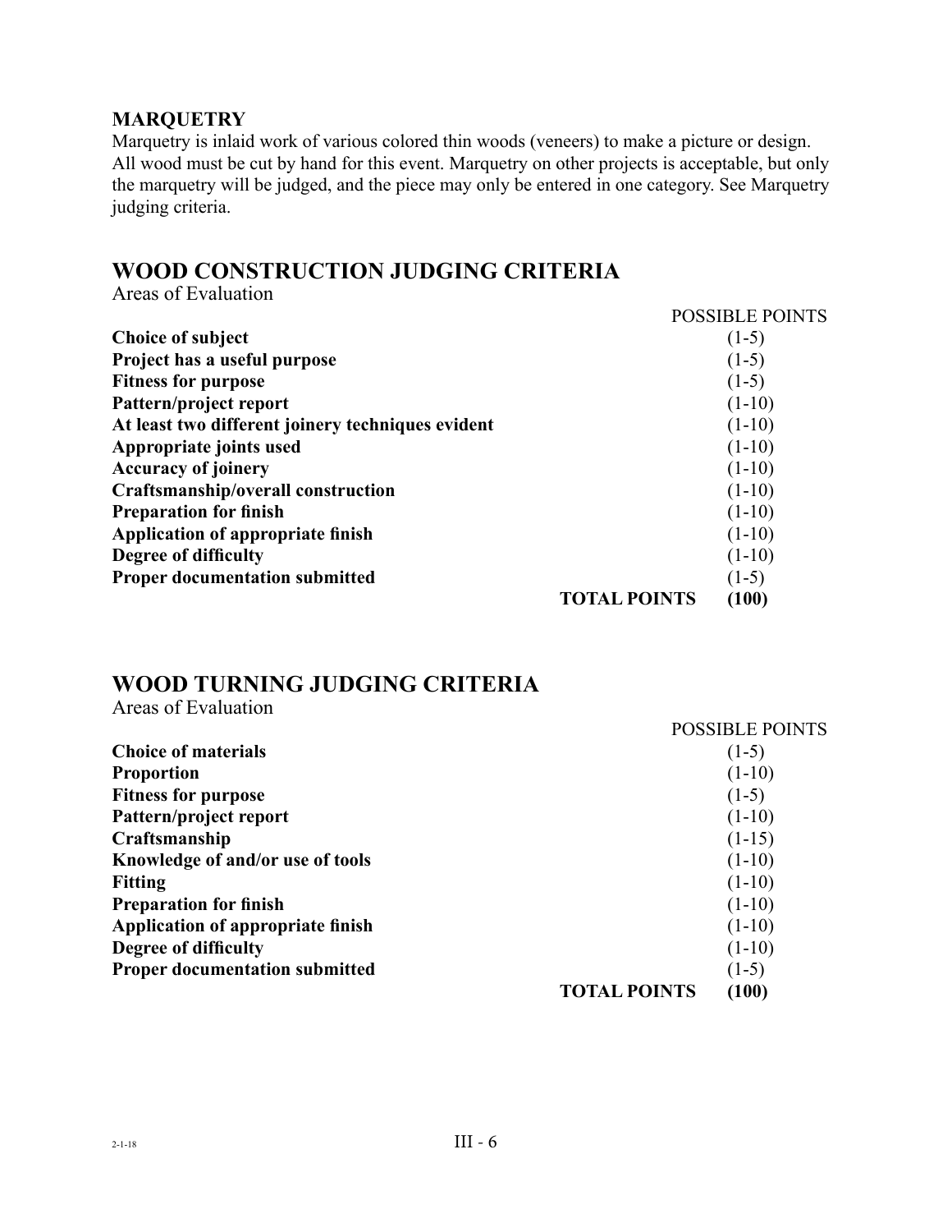### MARQUETRY

Marquetry is inlaid work of various colored thin woods (veneers) to make a picture or design. All wood must be cut by hand for this event. Marquetry on other projects is acceptable, but only the marquetry will be judged, and the piece may only be entered in one category. See Marquetry judging criteria.

## WOOD CONSTRUCTION JUDGING CRITERIA

Areas of Evaluation

| | POSSIBLE POINTS |
|---|---|
| **Choice of subject** | (1-5) |
| **Project has a useful purpose** | (1-5) |
| **Fitness for purpose** | (1-5) |
| **Pattern/project report** | (1-10) |
| **At least two different joinery techniques evident** | (1-10) |
| **Appropriate joints used** | (1-10) |
| **Accuracy of joinery** | (1-10) |
| **Craftsmanship/overall construction** | (1-10) |
| **Preparation for finish** | (1-10) |
| **Application of appropriate finish** | (1-10) |
| **Degree of difficulty** | (1-10) |
| **Proper documentation submitted** | (1-5) |
| **TOTAL POINTS** | **(100)** |

## WOOD TURNING JUDGING CRITERIA

Areas of Evaluation

| | POSSIBLE POINTS |
|---|---|
| **Choice of materials** | (1-5) |
| **Proportion** | (1-10) |
| **Fitness for purpose** | (1-5) |
| **Pattern/project report** | (1-10) |
| **Craftsmanship** | (1-15) |
| **Knowledge of and/or use of tools** | (1-10) |
| **Fitting** | (1-10) |
| **Preparation for finish** | (1-10) |
| **Application of appropriate finish** | (1-10) |
| **Degree of difficulty** | (1-10) |
| **Proper documentation submitted** | (1-5) |
| **TOTAL POINTS** | **(100)** |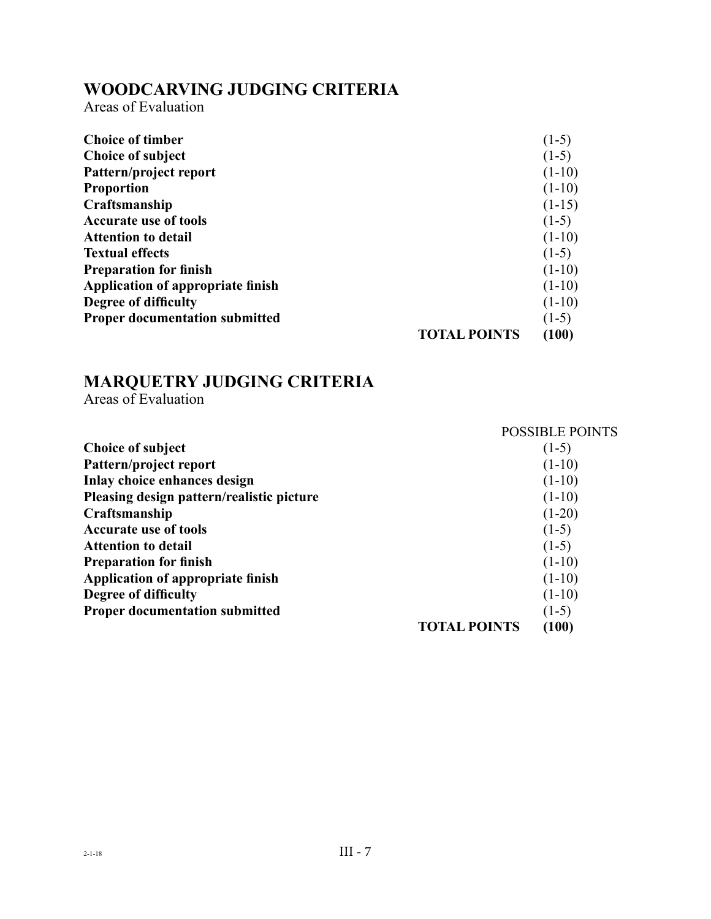## WOODCARVING JUDGING CRITERIA

Areas of Evaluation

| | | |
|---|---|---|
| **Choice of timber** | | (1-5) |
| **Choice of subject** | | (1-5) |
| **Pattern/project report** | | (1-10) |
| **Proportion** | | (1-10) |
| **Craftsmanship** | | (1-15) |
| **Accurate use of tools** | | (1-5) |
| **Attention to detail** | | (1-10) |
| **Textual effects** | | (1-5) |
| **Preparation for finish** | | (1-10) |
| **Application of appropriate finish** | | (1-10) |
| **Degree of difficulty** | | (1-10) |
| **Proper documentation submitted** | | (1-5) |
| | **TOTAL POINTS** | **(100)** |

## MARQUETRY JUDGING CRITERIA

Areas of Evaluation

| | | POSSIBLE POINTS |
|---|---|---|
| **Choice of subject** | | (1-5) |
| **Pattern/project report** | | (1-10) |
| **Inlay choice enhances design** | | (1-10) |
| **Pleasing design pattern/realistic picture** | | (1-10) |
| **Craftsmanship** | | (1-20) |
| **Accurate use of tools** | | (1-5) |
| **Attention to detail** | | (1-5) |
| **Preparation for finish** | | (1-10) |
| **Application of appropriate finish** | | (1-10) |
| **Degree of difficulty** | | (1-10) |
| **Proper documentation submitted** | | (1-5) |
| | **TOTAL POINTS** | **(100)** |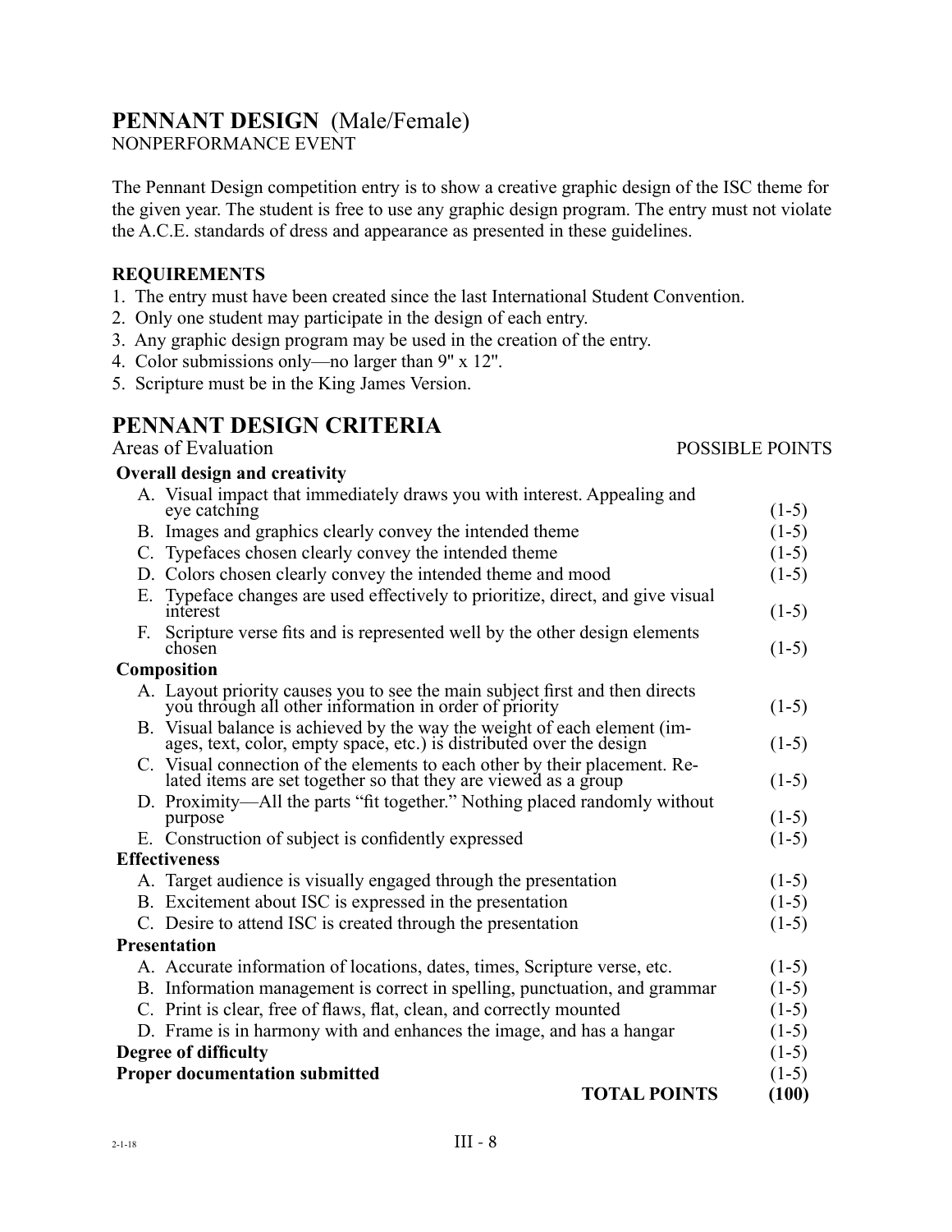## PENNANT DESIGN (Male/Female)

NONPERFORMANCE EVENT

The Pennant Design competition entry is to show a creative graphic design of the ISC theme for the given year. The student is free to use any graphic design program. The entry must not violate the A.C.E. standards of dress and appearance as presented in these guidelines.

### REQUIREMENTS

1. The entry must have been created since the last International Student Convention.
2. Only one student may participate in the design of each entry.
3. Any graphic design program may be used in the creation of the entry.
4. Color submissions only—no larger than 9" x 12".
5. Scripture must be in the King James Version.

## PENNANT DESIGN CRITERIA

| Areas of Evaluation | POSSIBLE POINTS |
|---|---|
| **Overall design and creativity** | |
| A. Visual impact that immediately draws you with interest. Appealing and eye catching | (1-5) |
| B. Images and graphics clearly convey the intended theme | (1-5) |
| C. Typefaces chosen clearly convey the intended theme | (1-5) |
| D. Colors chosen clearly convey the intended theme and mood | (1-5) |
| E. Typeface changes are used effectively to prioritize, direct, and give visual interest | (1-5) |
| F. Scripture verse fits and is represented well by the other design elements chosen | (1-5) |
| **Composition** | |
| A. Layout priority causes you to see the main subject first and then directs you through all other information in order of priority | (1-5) |
| B. Visual balance is achieved by the way the weight of each element (images, text, color, empty space, etc.) is distributed over the design | (1-5) |
| C. Visual connection of the elements to each other by their placement. Related items are set together so that they are viewed as a group | (1-5) |
| D. Proximity—All the parts "fit together." Nothing placed randomly without purpose | (1-5) |
| E. Construction of subject is confidently expressed | (1-5) |
| **Effectiveness** | |
| A. Target audience is visually engaged through the presentation | (1-5) |
| B. Excitement about ISC is expressed in the presentation | (1-5) |
| C. Desire to attend ISC is created through the presentation | (1-5) |
| **Presentation** | |
| A. Accurate information of locations, dates, times, Scripture verse, etc. | (1-5) |
| B. Information management is correct in spelling, punctuation, and grammar | (1-5) |
| C. Print is clear, free of flaws, flat, clean, and correctly mounted | (1-5) |
| D. Frame is in harmony with and enhances the image, and has a hangar | (1-5) |
| **Degree of difficulty** | (1-5) |
| **Proper documentation submitted** | (1-5) |
| **TOTAL POINTS** | **(100)** |

2-1-18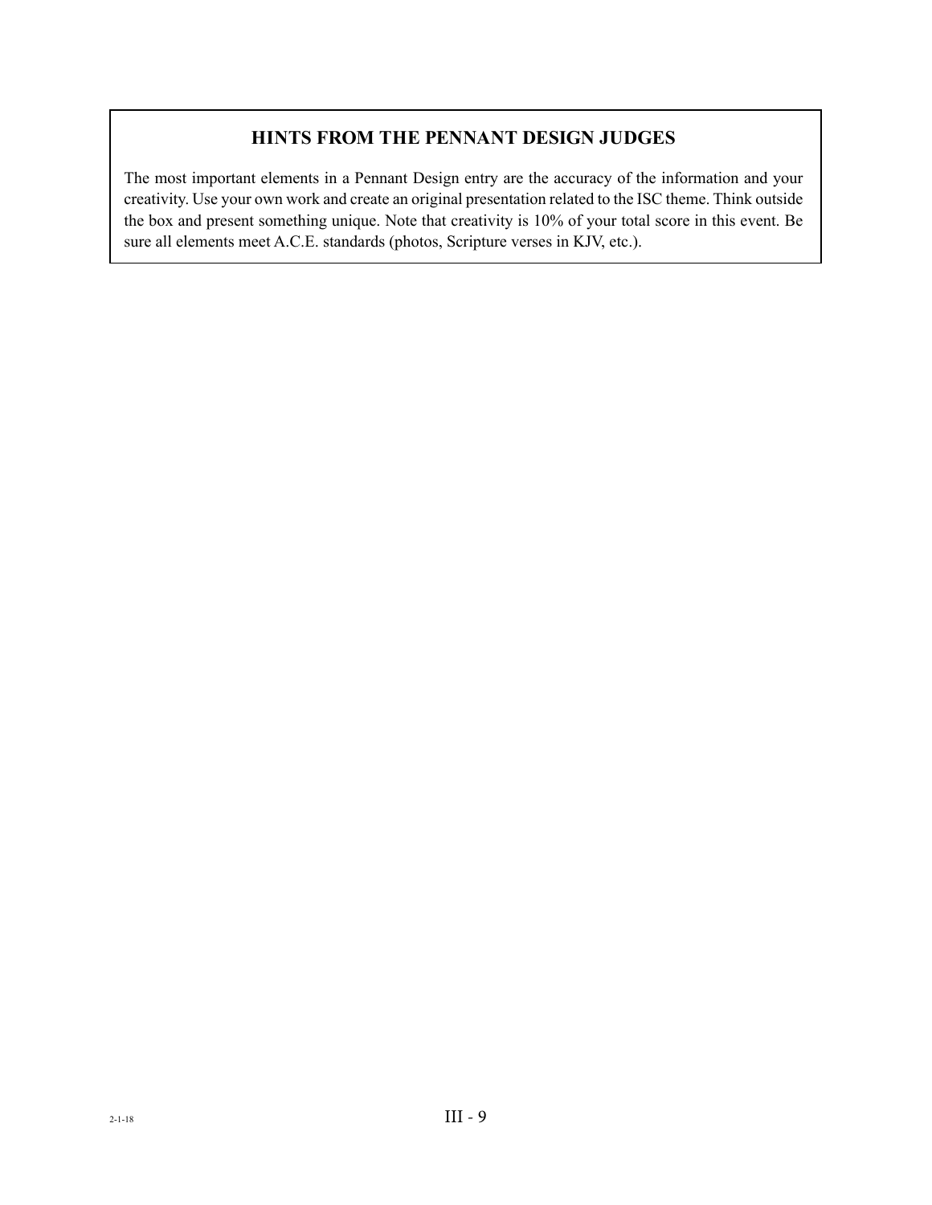## HINTS FROM THE PENNANT DESIGN JUDGES

The most important elements in a Pennant Design entry are the accuracy of the information and your creativity. Use your own work and create an original presentation related to the ISC theme. Think outside the box and present something unique. Note that creativity is 10% of your total score in this event. Be sure all elements meet A.C.E. standards (photos, Scripture verses in KJV, etc.).